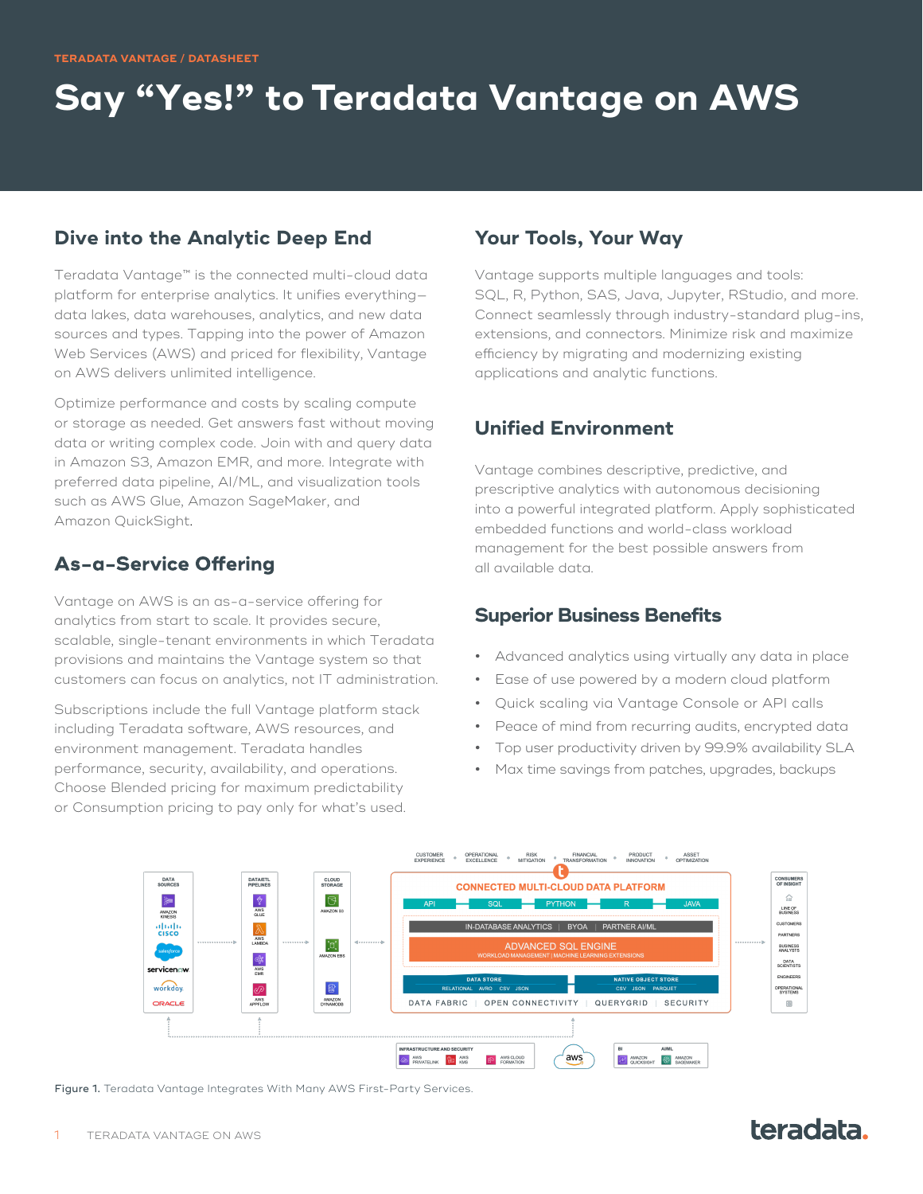TERADATA VANTAGE / DATASHEET

# Say "Yes!" to Teradata Vantage on AWS

## Dive into the Analytic Deep End

Teradata Vantage™ is the connected multi-cloud data platform for enterprise analytics. It unifies everything—data lakes, data warehouses, analytics, and new data sources and types. Tapping into the power of Amazon Web Services (AWS) and priced for flexibility, Vantage on AWS delivers unlimited intelligence.

Optimize performance and costs by scaling compute or storage as needed. Get answers fast without moving data or writing complex code. Join with and query data in Amazon S3, Amazon EMR, and more. Integrate with preferred data pipeline, AI/ML, and visualization tools such as AWS Glue, Amazon SageMaker, and Amazon QuickSight.

## As-a-Service Offering

Vantage on AWS is an as-a-service offering for analytics from start to scale. It provides secure, scalable, single-tenant environments in which Teradata provisions and maintains the Vantage system so that customers can focus on analytics, not IT administration.

Subscriptions include the full Vantage platform stack including Teradata software, AWS resources, and environment management. Teradata handles performance, security, availability, and operations. Choose Blended pricing for maximum predictability or Consumption pricing to pay only for what's used.

## Your Tools, Your Way

Vantage supports multiple languages and tools: SQL, R, Python, SAS, Java, Jupyter, RStudio, and more. Connect seamlessly through industry-standard plug-ins, extensions, and connectors. Minimize risk and maximize efficiency by migrating and modernizing existing applications and analytic functions.

## Unified Environment

Vantage combines descriptive, predictive, and prescriptive analytics with autonomous decisioning into a powerful integrated platform. Apply sophisticated embedded functions and world-class workload management for the best possible answers from all available data.

## Superior Business Benefits

- Advanced analytics using virtually any data in place
- Ease of use powered by a modern cloud platform
- Quick scaling via Vantage Console or API calls
- Peace of mind from recurring audits, encrypted data
- Top user productivity driven by 99.9% availability SLA
- Max time savings from patches, upgrades, backups

Figure 1. Teradata Vantage Integrates With Many AWS First-Party Services.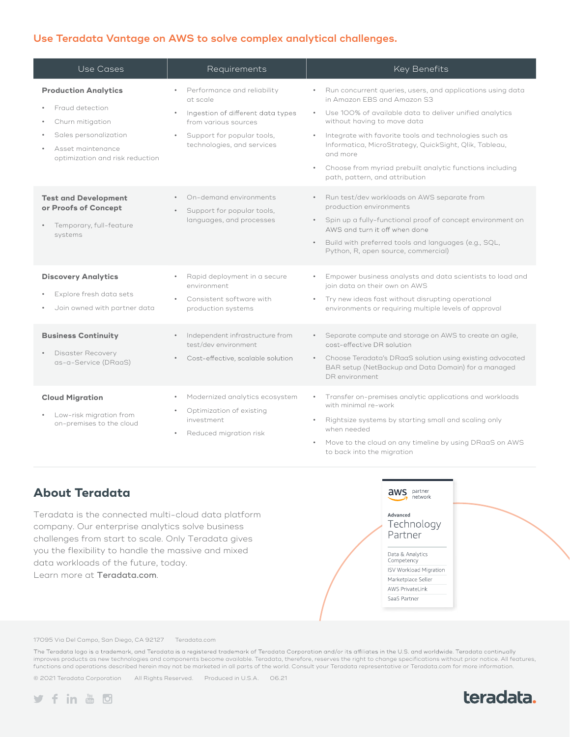## Use Teradata Vantage on AWS to solve complex analytical challenges.

| Use Cases | Requirements | Key Benefits |
| --- | --- | --- |
| **Production Analytics**<br>• Fraud detection<br>• Churn mitigation<br>• Sales personalization<br>• Asset maintenance optimization and risk reduction | • Performance and reliability at scale<br>• Ingestion of different data types from various sources<br>• Support for popular tools, technologies, and services | • Run concurrent queries, users, and applications using data in Amazon EBS and Amazon S3<br>• Use 100% of available data to deliver unified analytics without having to move data<br>• Integrate with favorite tools and technologies such as Informatica, MicroStrategy, QuickSight, Qlik, Tableau, and more<br>• Choose from myriad prebuilt analytic functions including path, pattern, and attribution |
| **Test and Development or Proofs of Concept**<br>• Temporary, full-feature systems | • On-demand environments<br>• Support for popular tools, languages, and processes | • Run test/dev workloads on AWS separate from production environments<br>• Spin up a fully-functional proof of concept environment on AWS and turn it off when done<br>• Build with preferred tools and languages (e.g., SQL, Python, R, open source, commercial) |
| **Discovery Analytics**<br>• Explore fresh data sets<br>• Join owned with partner data | • Rapid deployment in a secure environment<br>• Consistent software with production systems | • Empower business analysts and data scientists to load and join data on their own on AWS<br>• Try new ideas fast without disrupting operational environments or requiring multiple levels of approval |
| **Business Continuity**<br>• Disaster Recovery as-a-Service (DRaaS) | • Independent infrastructure from test/dev environment<br>• Cost-effective, scalable solution | • Separate compute and storage on AWS to create an agile, cost-effective DR solution<br>• Choose Teradata's DRaaS solution using existing advocated BAR setup (NetBackup and Data Domain) for a managed DR environment |
| **Cloud Migration**<br>• Low-risk migration from on-premises to the cloud | • Modernized analytics ecosystem<br>• Optimization of existing investment<br>• Reduced migration risk | • Transfer on-premises analytic applications and workloads with minimal re-work<br>• Rightsize systems by starting small and scaling only when needed<br>• Move to the cloud on any timeline by using DRaaS on AWS to back into the migration |

## About Teradata

Teradata is the connected multi-cloud data platform company. Our enterprise analytics solve business challenges from start to scale. Only Teradata gives you the flexibility to handle the massive and mixed data workloads of the future, today.
Learn more at **Teradata.com**.

aws partner network

**Advanced**
Technology Partner

- Data & Analytics Competency
- ISV Workload Migration
- Marketplace Seller
- AWS PrivateLink
- SaaS Partner

17095 Via Del Campo, San Diego, CA 92127    Teradata.com

The Teradata logo is a trademark, and Teradata is a registered trademark of Teradata Corporation and/or its affiliates in the U.S. and worldwide. Teradata continually improves products as new technologies and components become available. Teradata, therefore, reserves the right to change specifications without prior notice. All features, functions and operations described herein may not be marketed in all parts of the world. Consult your Teradata representative or Teradata.com for more information.

© 2021 Teradata Corporation    All Rights Reserved.    Produced in U.S.A.    06.21

teradata.